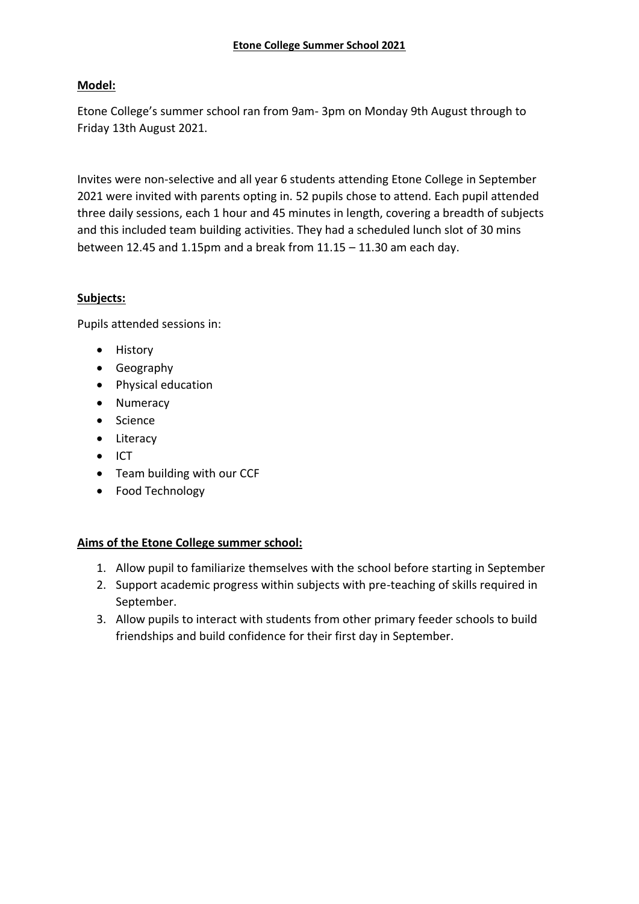# Etone College Summer School 2021

## Model:

Etone College's summer school ran from 9am- 3pm on Monday 9th August through to Friday 13th August 2021.

Invites were non-selective and all year 6 students attending Etone College in September 2021 were invited with parents opting in. 52 pupils chose to attend. Each pupil attended three daily sessions, each 1 hour and 45 minutes in length, covering a breadth of subjects and this included team building activities. They had a scheduled lunch slot of 30 mins between 12.45 and 1.15pm and a break from 11.15 – 11.30 am each day.

## Subjects:

Pupils attended sessions in:

- History
- Geography
- Physical education
- Numeracy
- Science
- Literacy
- ICT
- Team building with our CCF
- Food Technology

## Aims of the Etone College summer school:

1. Allow pupil to familiarize themselves with the school before starting in September
2. Support academic progress within subjects with pre-teaching of skills required in September.
3. Allow pupils to interact with students from other primary feeder schools to build friendships and build confidence for their first day in September.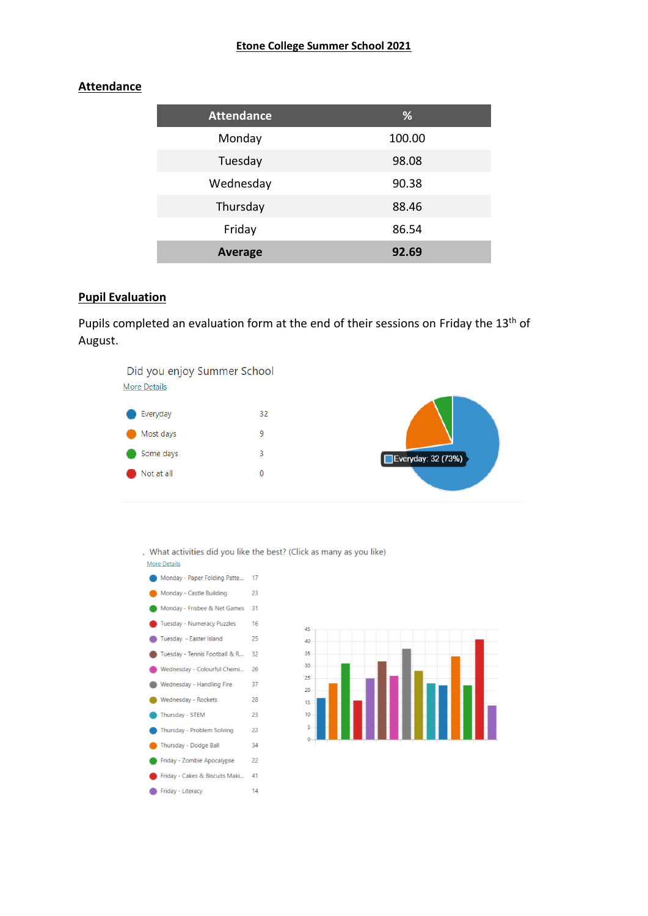# Etone College Summer School 2021

## Attendance

| Attendance | % |
|---|---|
| Monday | 100.00 |
| Tuesday | 98.08 |
| Wednesday | 90.38 |
| Thursday | 88.46 |
| Friday | 86.54 |
| **Average** | **92.69** |

## Pupil Evaluation

Pupils completed an evaluation form at the end of their sessions on Friday the 13th of August.

Did you enjoy Summer School

More Details

| Response | Count |
|---|---|
| Everyday | 32 |
| Most days | 9 |
| Some days | 3 |
| Not at all | 0 |

Everyday: 32 (73%)

What activities did you like the best? (Click as many as you like)

More Details

| Activity | Count |
|---|---|
| Monday - Paper Folding Patte... | 17 |
| Monday - Castle Building | 23 |
| Monday - Frisbee & Net Games | 31 |
| Tuesday - Numeracy Puzzles | 16 |
| Tuesday - Easter Island | 25 |
| Tuesday - Tennis Football & R... | 32 |
| Wednesday - Colourful Chemi... | 26 |
| Wednesday - Handling Fire | 37 |
| Wednesday - Rockets | 28 |
| Thursday - STEM | 23 |
| Thursday - Problem Solving | 22 |
| Thursday - Dodge Ball | 34 |
| Friday - Zombie Apocalypse | 22 |
| Friday - Cakes & Biscuits Maki... | 41 |
| Friday - Literacy | 14 |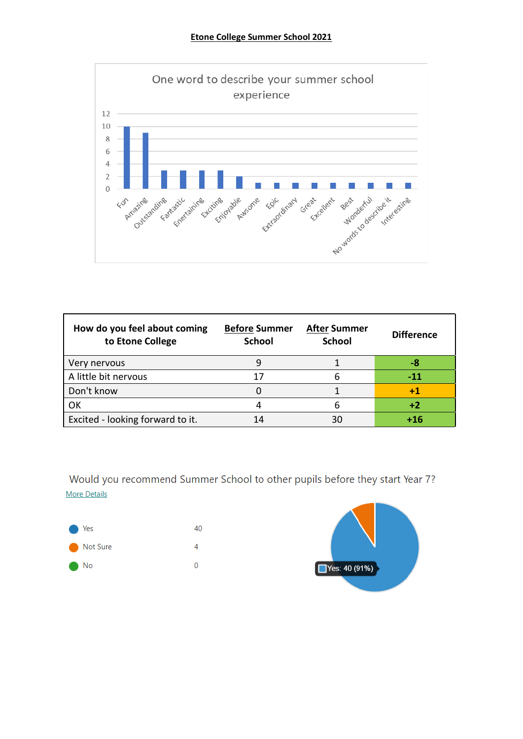# Etone College Summer School 2021

One word to describe your summer school experience

| Word | Count |
|---|---|
| Fun | 10 |
| Amazing | 9 |
| Outstanding | 3 |
| Fantastic | 3 |
| Enertaining | 3 |
| Exciting | 3 |
| Enjoyable | 2 |
| Awsome | 1 |
| Epic | 1 |
| Extraordinary | 1 |
| Great | 1 |
| Excellent | 1 |
| Best | 1 |
| Wonderful | 1 |
| No words to describe it | 1 |
| Interesting | 1 |

| How do you feel about coming to Etone College | **Before** Summer School | **After** Summer School | Difference |
|---|---|---|---|
| Very nervous | 9 | 1 | **-8** |
| A little bit nervous | 17 | 6 | **-11** |
| Don't know | 0 | 1 | **+1** |
| OK | 4 | 6 | **+2** |
| Excited - looking forward to it. | 14 | 30 | **+16** |

Would you recommend Summer School to other pupils before they start Year 7?

More Details

| | |
|---|---|
| Yes | 40 |
| Not Sure | 4 |
| No | 0 |

Yes: 40 (91%)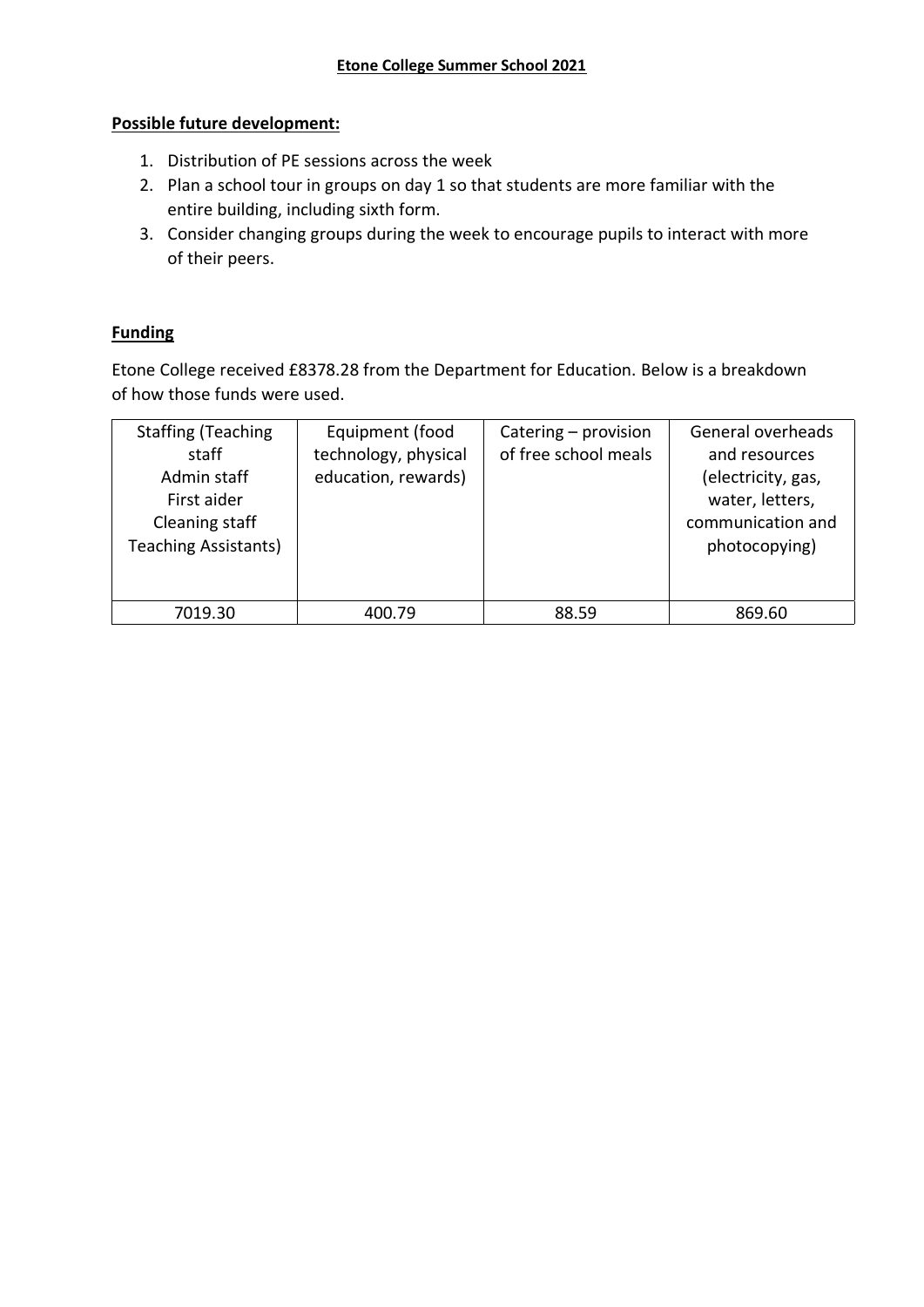**Etone College Summer School 2021**

**Possible future development:**

1. Distribution of PE sessions across the week
2. Plan a school tour in groups on day 1 so that students are more familiar with the entire building, including sixth form.
3. Consider changing groups during the week to encourage pupils to interact with more of their peers.

**Funding**

Etone College received £8378.28 from the Department for Education. Below is a breakdown of how those funds were used.

| Staffing (Teaching staff Admin staff First aider Cleaning staff Teaching Assistants) | Equipment (food technology, physical education, rewards) | Catering – provision of free school meals | General overheads and resources (electricity, gas, water, letters, communication and photocopying) |
| --- | --- | --- | --- |
| 7019.30 | 400.79 | 88.59 | 869.60 |